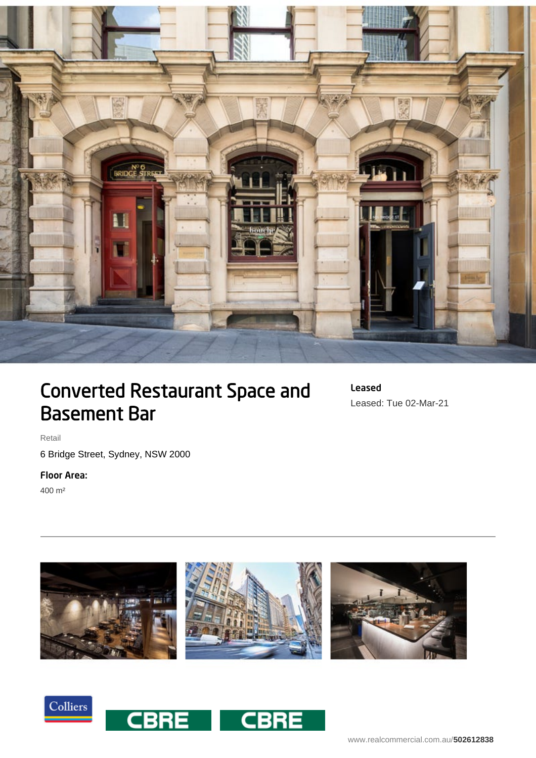# Converted Restaurant Space and Basement Bar

**Leased**

Leased: Tue 02-Mar-21

Retail

6 Bridge Street, Sydney, NSW 2000

**Floor Area:**

400 m²

---

www.realcommercial.com.au/**502612838**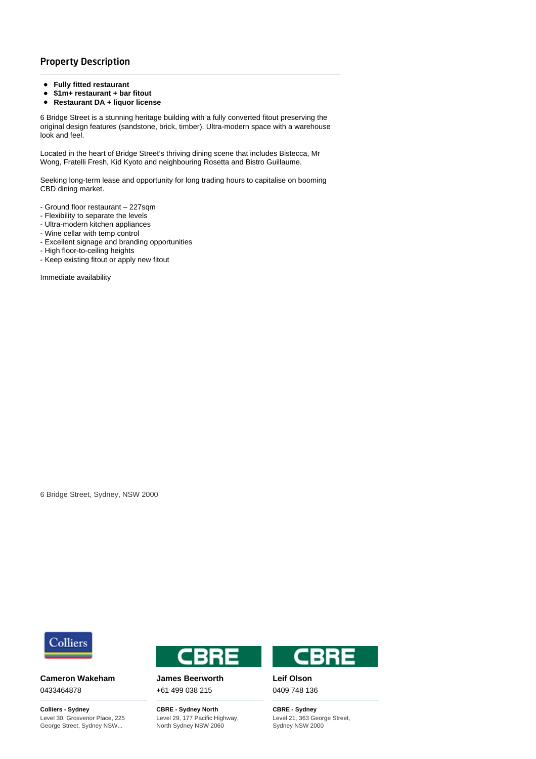## Property Description

- **Fully fitted restaurant**
- **$1m+ restaurant + bar fitout**
- **Restaurant DA + liquor license**

6 Bridge Street is a stunning heritage building with a fully converted fitout preserving the original design features (sandstone, brick, timber). Ultra-modern space with a warehouse look and feel.

Located in the heart of Bridge Street's thriving dining scene that includes Bistecca, Mr Wong, Fratelli Fresh, Kid Kyoto and neighbouring Rosetta and Bistro Guillaume.

Seeking long-term lease and opportunity for long trading hours to capitalise on booming CBD dining market.

- Ground floor restaurant – 227sqm
- Flexibility to separate the levels
- Ultra-modern kitchen appliances
- Wine cellar with temp control
- Excellent signage and branding opportunities
- High floor-to-ceiling heights
- Keep existing fitout or apply new fitout

Immediate availability

6 Bridge Street, Sydney, NSW 2000

Colliers

**Cameron Wakeham**
0433464878

**Colliers - Sydney**
Level 30, Grosvenor Place, 225 George Street, Sydney NSW...

CBRE

**James Beerworth**
+61 499 038 215

**CBRE - Sydney North**
Level 29, 177 Pacific Highway, North Sydney NSW 2060

CBRE

**Leif Olson**
0409 748 136

**CBRE - Sydney**
Level 21, 363 George Street, Sydney NSW 2000